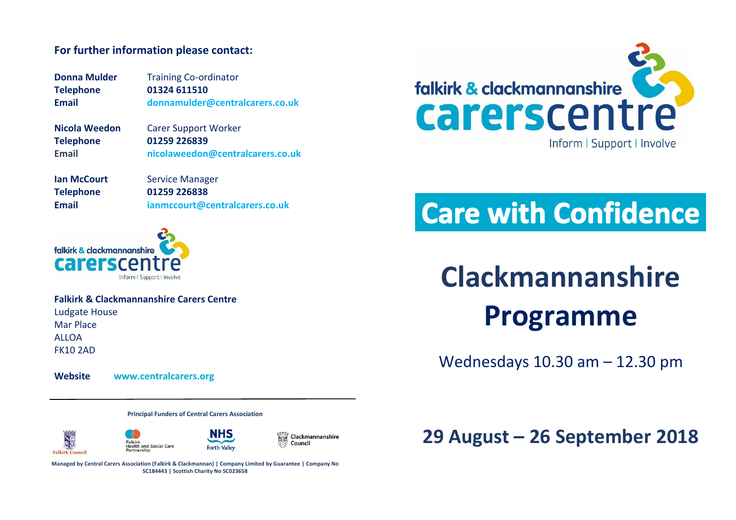**For further information please contact:**

**Donna Mulder** Training Co-ordinator
**Telephone** **01324 611510**
**Email** **donnamulder@centralcarers.co.uk**

**Nicola Weedon** Carer Support Worker
**Telephone** **01259 226839**
**Email** **nicolaweedon@centralcarers.co.uk**

**Ian McCourt** Service Manager
**Telephone** **01259 226838**
**Email** **ianmccourt@centralcarers.co.uk**

falkirk & clackmannanshire carerscentre
Inform | Support | Involve

**Falkirk & Clackmannanshire Carers Centre**
Ludgate House
Mar Place
ALLOA
FK10 2AD

**Website** **www.centralcarers.org**

**Principal Funders of Central Carers Association**

Falkirk Council | Falkirk Health and Social Care Partnership | NHS Forth Valley | Clackmannanshire Council

**Managed by Central Carers Association (Falkirk & Clackmannan) | Company Limited by Guarantee | Company No SC184443 | Scottish Charity No SC023658**

falkirk & clackmannanshire carerscentre
Inform | Support | Involve

# Care with Confidence

# Clackmannanshire Programme

Wednesdays 10.30 am – 12.30 pm

## 29 August – 26 September 2018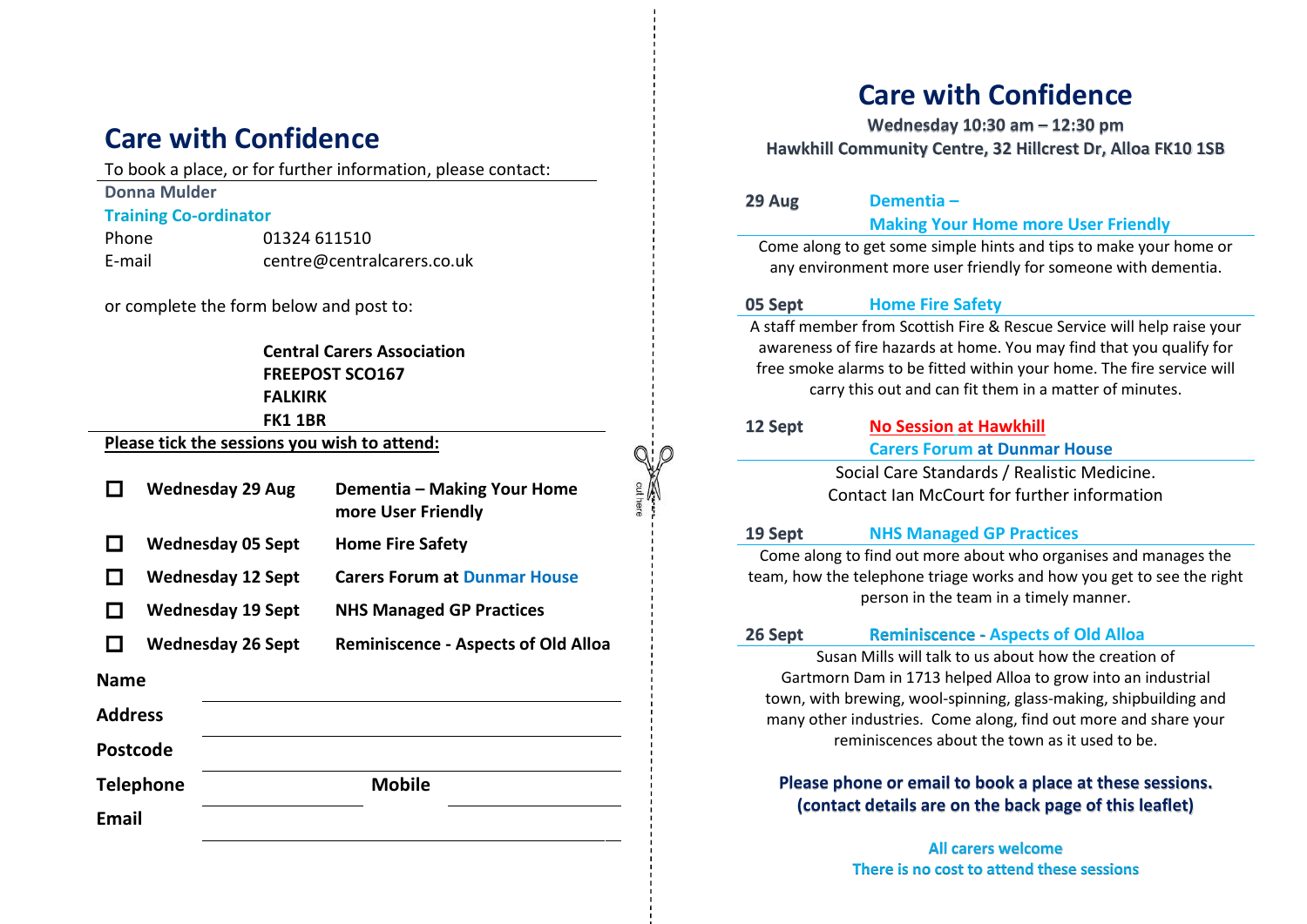# Care with Confidence

To book a place, or for further information, please contact:

**Donna Mulder**

**Training Co-ordinator**

Phone 01324 611510

E-mail centre@centralcarers.co.uk

or complete the form below and post to:

**Central Carers Association**
**FREEPOST SCO167**
**FALKIRK**
**FK1 1BR**

**Please tick the sessions you wish to attend:**

| | | |
|---|---|---|
| ☐ | **Wednesday 29 Aug** | **Dementia – Making Your Home more User Friendly** |
| ☐ | **Wednesday 05 Sept** | **Home Fire Safety** |
| ☐ | **Wednesday 12 Sept** | **Carers Forum at Dunmar House** |
| ☐ | **Wednesday 19 Sept** | **NHS Managed GP Practices** |
| ☐ | **Wednesday 26 Sept** | **Reminiscence - Aspects of Old Alloa** |

**Name** \_\_\_\_\_\_\_\_\_\_\_\_\_\_\_\_\_\_\_\_

**Address** \_\_\_\_\_\_\_\_\_\_\_\_\_\_\_\_\_\_\_\_

**Postcode** \_\_\_\_\_\_\_\_\_\_\_\_\_\_\_\_\_\_\_\_

**Telephone** \_\_\_\_\_\_\_\_\_\_ **Mobile** \_\_\_\_\_\_\_\_\_\_

**Email** \_\_\_\_\_\_\_\_\_\_\_\_\_\_\_\_\_\_\_\_

cut here

# Care with Confidence

**Wednesday 10:30 am – 12:30 pm**
**Hawkhill Community Centre, 32 Hillcrest Dr, Alloa FK10 1SB**

**29 Aug** **Dementia – Making Your Home more User Friendly**

Come along to get some simple hints and tips to make your home or any environment more user friendly for someone with dementia.

**05 Sept** **Home Fire Safety**

A staff member from Scottish Fire & Rescue Service will help raise your awareness of fire hazards at home. You may find that you qualify for free smoke alarms to be fitted within your home. The fire service will carry this out and can fit them in a matter of minutes.

**12 Sept** **No Session at Hawkhill**
**Carers Forum at Dunmar House**

Social Care Standards / Realistic Medicine.
Contact Ian McCourt for further information

**19 Sept** **NHS Managed GP Practices**

Come along to find out more about who organises and manages the team, how the telephone triage works and how you get to see the right person in the team in a timely manner.

**26 Sept** **Reminiscence - Aspects of Old Alloa**

Susan Mills will talk to us about how the creation of Gartmorn Dam in 1713 helped Alloa to grow into an industrial town, with brewing, wool-spinning, glass-making, shipbuilding and many other industries. Come along, find out more and share your reminiscences about the town as it used to be.

**Please phone or email to book a place at these sessions.**
**(contact details are on the back page of this leaflet)**

**All carers welcome**
**There is no cost to attend these sessions**